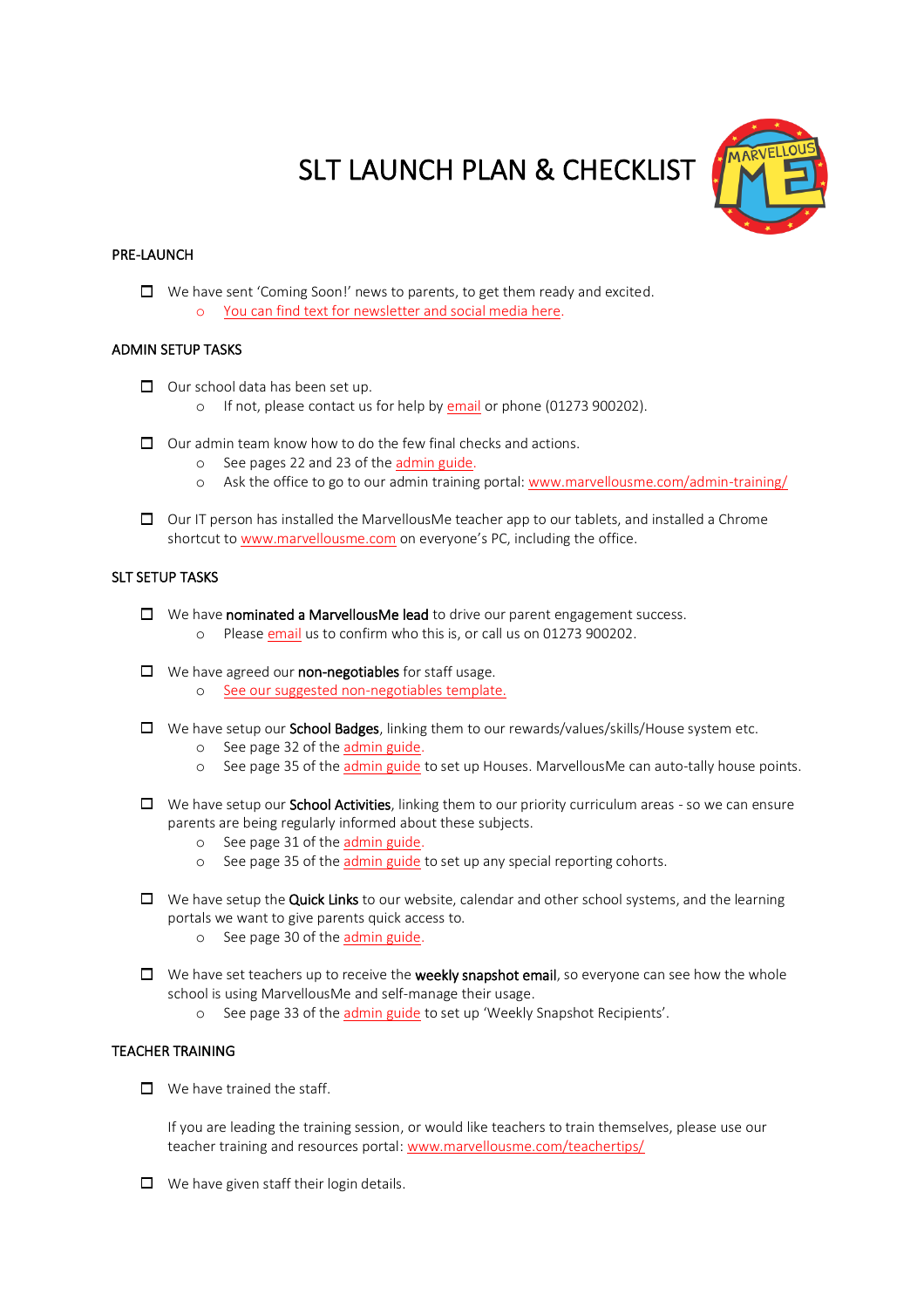# SLT LAUNCH PLAN & CHECKLIST

## PRE-LAUNCH

- [ ] We have sent 'Coming Soon!' news to parents, to get them ready and excited.
  - You can find text for newsletter and social media here.

## ADMIN SETUP TASKS

- [ ] Our school data has been set up.
  - If not, please contact us for help by email or phone (01273 900202).

- [ ] Our admin team know how to do the few final checks and actions.
  - See pages 22 and 23 of the admin guide.
  - Ask the office to go to our admin training portal: www.marvellousme.com/admin-training/

- [ ] Our IT person has installed the MarvellousMe teacher app to our tablets, and installed a Chrome shortcut to www.marvellousme.com on everyone's PC, including the office.

## SLT SETUP TASKS

- [ ] We have **nominated a MarvellousMe lead** to drive our parent engagement success.
  - Please email us to confirm who this is, or call us on 01273 900202.

- [ ] We have agreed our **non-negotiables** for staff usage.
  - See our suggested non-negotiables template.

- [ ] We have setup our **School Badges**, linking them to our rewards/values/skills/House system etc.
  - See page 32 of the admin guide.
  - See page 35 of the admin guide to set up Houses. MarvellousMe can auto-tally house points.

- [ ] We have setup our **School Activities**, linking them to our priority curriculum areas - so we can ensure parents are being regularly informed about these subjects.
  - See page 31 of the admin guide.
  - See page 35 of the admin guide to set up any special reporting cohorts.

- [ ] We have setup the **Quick Links** to our website, calendar and other school systems, and the learning portals we want to give parents quick access to.
  - See page 30 of the admin guide.

- [ ] We have set teachers up to receive the **weekly snapshot email**, so everyone can see how the whole school is using MarvellousMe and self-manage their usage.
  - See page 33 of the admin guide to set up 'Weekly Snapshot Recipients'.

## TEACHER TRAINING

- [ ] We have trained the staff.

  If you are leading the training session, or would like teachers to train themselves, please use our teacher training and resources portal: www.marvellousme.com/teachertips/

- [ ] We have given staff their login details.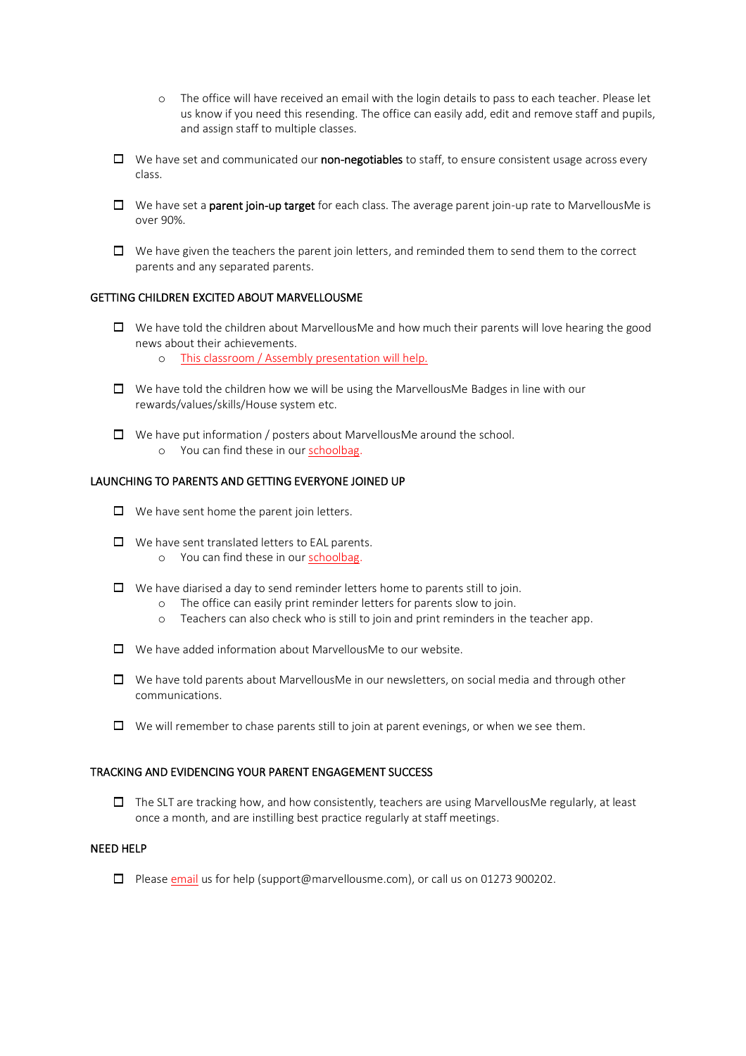- The office will have received an email with the login details to pass to each teacher. Please let us know if you need this resending. The office can easily add, edit and remove staff and pupils, and assign staff to multiple classes.

- ☐ We have set and communicated our **non-negotiables** to staff, to ensure consistent usage across every class.

- ☐ We have set a **parent join-up target** for each class. The average parent join-up rate to MarvellousMe is over 90%.

- ☐ We have given the teachers the parent join letters, and reminded them to send them to the correct parents and any separated parents.

## GETTING CHILDREN EXCITED ABOUT MARVELLOUSME

- ☐ We have told the children about MarvellousMe and how much their parents will love hearing the good news about their achievements.
  - This classroom / Assembly presentation will help.

- ☐ We have told the children how we will be using the MarvellousMe Badges in line with our rewards/values/skills/House system etc.

- ☐ We have put information / posters about MarvellousMe around the school.
  - You can find these in our schoolbag.

## LAUNCHING TO PARENTS AND GETTING EVERYONE JOINED UP

- ☐ We have sent home the parent join letters.

- ☐ We have sent translated letters to EAL parents.
  - You can find these in our schoolbag.

- ☐ We have diarised a day to send reminder letters home to parents still to join.
  - The office can easily print reminder letters for parents slow to join.
  - Teachers can also check who is still to join and print reminders in the teacher app.

- ☐ We have added information about MarvellousMe to our website.

- ☐ We have told parents about MarvellousMe in our newsletters, on social media and through other communications.

- ☐ We will remember to chase parents still to join at parent evenings, or when we see them.

## TRACKING AND EVIDENCING YOUR PARENT ENGAGEMENT SUCCESS

- ☐ The SLT are tracking how, and how consistently, teachers are using MarvellousMe regularly, at least once a month, and are instilling best practice regularly at staff meetings.

## NEED HELP

- ☐ Please email us for help (support@marvellousme.com), or call us on 01273 900202.